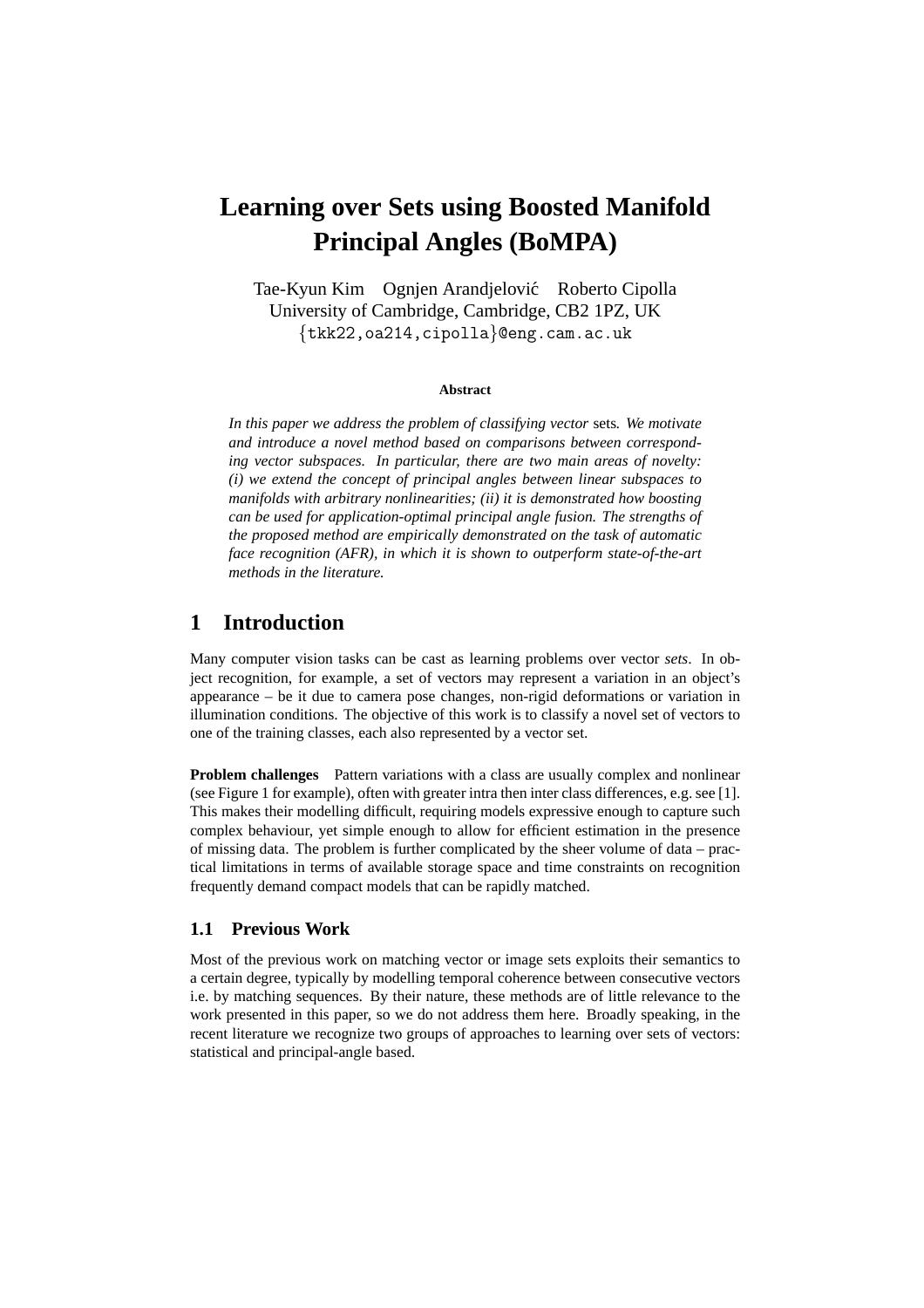# Learning over Sets using Boosted Manifold Principal Angles (BoMPA)

Tae-Kyun Kim    Ognjen Arandjelović    Roberto Cipolla
University of Cambridge, Cambridge, CB2 1PZ, UK
{tkk22,oa214,cipolla}@eng.cam.ac.uk

**Abstract**

*In this paper we address the problem of classifying vector* sets*. We motivate and introduce a novel method based on comparisons between corresponding vector subspaces. In particular, there are two main areas of novelty: (i) we extend the concept of principal angles between linear subspaces to manifolds with arbitrary nonlinearities; (ii) it is demonstrated how boosting can be used for application-optimal principal angle fusion. The strengths of the proposed method are empirically demonstrated on the task of automatic face recognition (AFR), in which it is shown to outperform state-of-the-art methods in the literature.*

## 1 Introduction

Many computer vision tasks can be cast as learning problems over vector *sets*. In object recognition, for example, a set of vectors may represent a variation in an object's appearance – be it due to camera pose changes, non-rigid deformations or variation in illumination conditions. The objective of this work is to classify a novel set of vectors to one of the training classes, each also represented by a vector set.

**Problem challenges** Pattern variations with a class are usually complex and nonlinear (see Figure 1 for example), often with greater intra then inter class differences, e.g. see [1]. This makes their modelling difficult, requiring models expressive enough to capture such complex behaviour, yet simple enough to allow for efficient estimation in the presence of missing data. The problem is further complicated by the sheer volume of data – practical limitations in terms of available storage space and time constraints on recognition frequently demand compact models that can be rapidly matched.

### 1.1 Previous Work

Most of the previous work on matching vector or image sets exploits their semantics to a certain degree, typically by modelling temporal coherence between consecutive vectors i.e. by matching sequences. By their nature, these methods are of little relevance to the work presented in this paper, so we do not address them here. Broadly speaking, in the recent literature we recognize two groups of approaches to learning over sets of vectors: statistical and principal-angle based.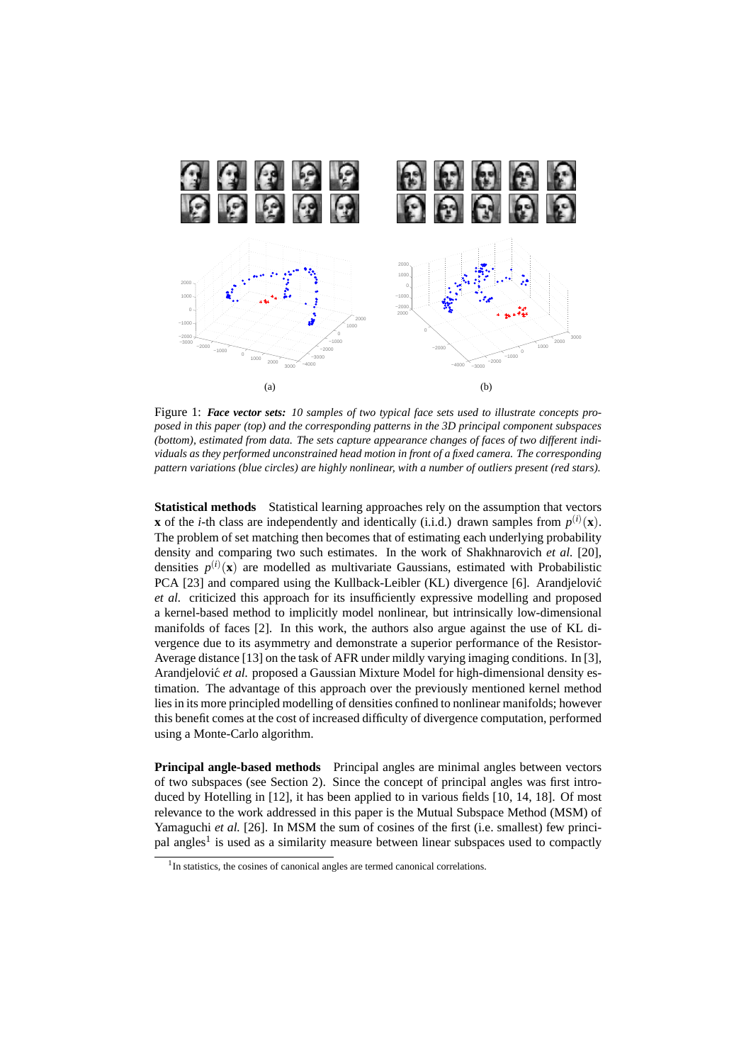Figure 1: ***Face vector sets:*** *10 samples of two typical face sets used to illustrate concepts proposed in this paper (top) and the corresponding patterns in the 3D principal component subspaces (bottom), estimated from data. The sets capture appearance changes of faces of two different individuals as they performed unconstrained head motion in front of a fixed camera. The corresponding pattern variations (blue circles) are highly nonlinear, with a number of outliers present (red stars).*

**Statistical methods** Statistical learning approaches rely on the assumption that vectors $\mathbf{x}$ of the $i$-th class are independently and identically (i.i.d.) drawn samples from $p^{(i)}(\mathbf{x})$. The problem of set matching then becomes that of estimating each underlying probability density and comparing two such estimates. In the work of Shakhnarovich *et al.* [20], densities $p^{(i)}(\mathbf{x})$ are modelled as multivariate Gaussians, estimated with Probabilistic PCA [23] and compared using the Kullback-Leibler (KL) divergence [6]. Arandjelović *et al.* criticized this approach for its insufficiently expressive modelling and proposed a kernel-based method to implicitly model nonlinear, but intrinsically low-dimensional manifolds of faces [2]. In this work, the authors also argue against the use of KL divergence due to its asymmetry and demonstrate a superior performance of the Resistor-Average distance [13] on the task of AFR under mildly varying imaging conditions. In [3], Arandjelović *et al.* proposed a Gaussian Mixture Model for high-dimensional density estimation. The advantage of this approach over the previously mentioned kernel method lies in its more principled modelling of densities confined to nonlinear manifolds; however this benefit comes at the cost of increased difficulty of divergence computation, performed using a Monte-Carlo algorithm.

**Principal angle-based methods** Principal angles are minimal angles between vectors of two subspaces (see Section 2). Since the concept of principal angles was first introduced by Hotelling in [12], it has been applied to in various fields [10, 14, 18]. Of most relevance to the work addressed in this paper is the Mutual Subspace Method (MSM) of Yamaguchi *et al.* [26]. In MSM the sum of cosines of the first (i.e. smallest) few principal angles[1] is used as a similarity measure between linear subspaces used to compactly

[1] In statistics, the cosines of canonical angles are termed canonical correlations.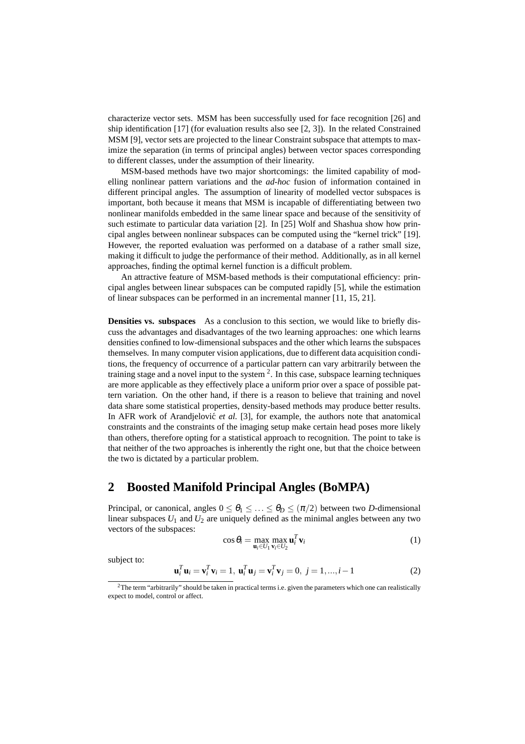characterize vector sets. MSM has been successfully used for face recognition [26] and ship identification [17] (for evaluation results also see [2, 3]). In the related Constrained MSM [9], vector sets are projected to the linear Constraint subspace that attempts to maximize the separation (in terms of principal angles) between vector spaces corresponding to different classes, under the assumption of their linearity.

MSM-based methods have two major shortcomings: the limited capability of modelling nonlinear pattern variations and the *ad-hoc* fusion of information contained in different principal angles. The assumption of linearity of modelled vector subspaces is important, both because it means that MSM is incapable of differentiating between two nonlinear manifolds embedded in the same linear space and because of the sensitivity of such estimate to particular data variation [2]. In [25] Wolf and Shashua show how principal angles between nonlinear subspaces can be computed using the "kernel trick" [19]. However, the reported evaluation was performed on a database of a rather small size, making it difficult to judge the performance of their method. Additionally, as in all kernel approaches, finding the optimal kernel function is a difficult problem.

An attractive feature of MSM-based methods is their computational efficiency: principal angles between linear subspaces can be computed rapidly [5], while the estimation of linear subspaces can be performed in an incremental manner [11, 15, 21].

**Densities vs. subspaces** As a conclusion to this section, we would like to briefly discuss the advantages and disadvantages of the two learning approaches: one which learns densities confined to low-dimensional subspaces and the other which learns the subspaces themselves. In many computer vision applications, due to different data acquisition conditions, the frequency of occurrence of a particular pattern can vary arbitrarily between the training stage and a novel input to the system [2]. In this case, subspace learning techniques are more applicable as they effectively place a uniform prior over a space of possible pattern variation. On the other hand, if there is a reason to believe that training and novel data share some statistical properties, density-based methods may produce better results. In AFR work of Arandjelović *et al.* [3], for example, the authors note that anatomical constraints and the constraints of the imaging setup make certain head poses more likely than others, therefore opting for a statistical approach to recognition. The point to take is that neither of the two approaches is inherently the right one, but that the choice between the two is dictated by a particular problem.

## 2 Boosted Manifold Principal Angles (BoMPA)

Principal, or canonical, angles $0 \leq \theta_1 \leq \ldots \leq \theta_D \leq (\pi/2)$ between two $D$-dimensional linear subspaces $U_1$ and $U_2$ are uniquely defined as the minimal angles between any two vectors of the subspaces:

$$\cos\theta_i = \max_{\mathbf{u}_i \in U_1} \max_{\mathbf{v}_i \in U_2} \mathbf{u}_i^T \mathbf{v}_i \tag{1}$$

subject to:

$$\mathbf{u}_i^T \mathbf{u}_i = \mathbf{v}_i^T \mathbf{v}_i = 1,\ \mathbf{u}_i^T \mathbf{u}_j = \mathbf{v}_i^T \mathbf{v}_j = 0,\ j = 1, ..., i-1 \tag{2}$$

[2]The term "arbitrarily" should be taken in practical terms i.e. given the parameters which one can realistically expect to model, control or affect.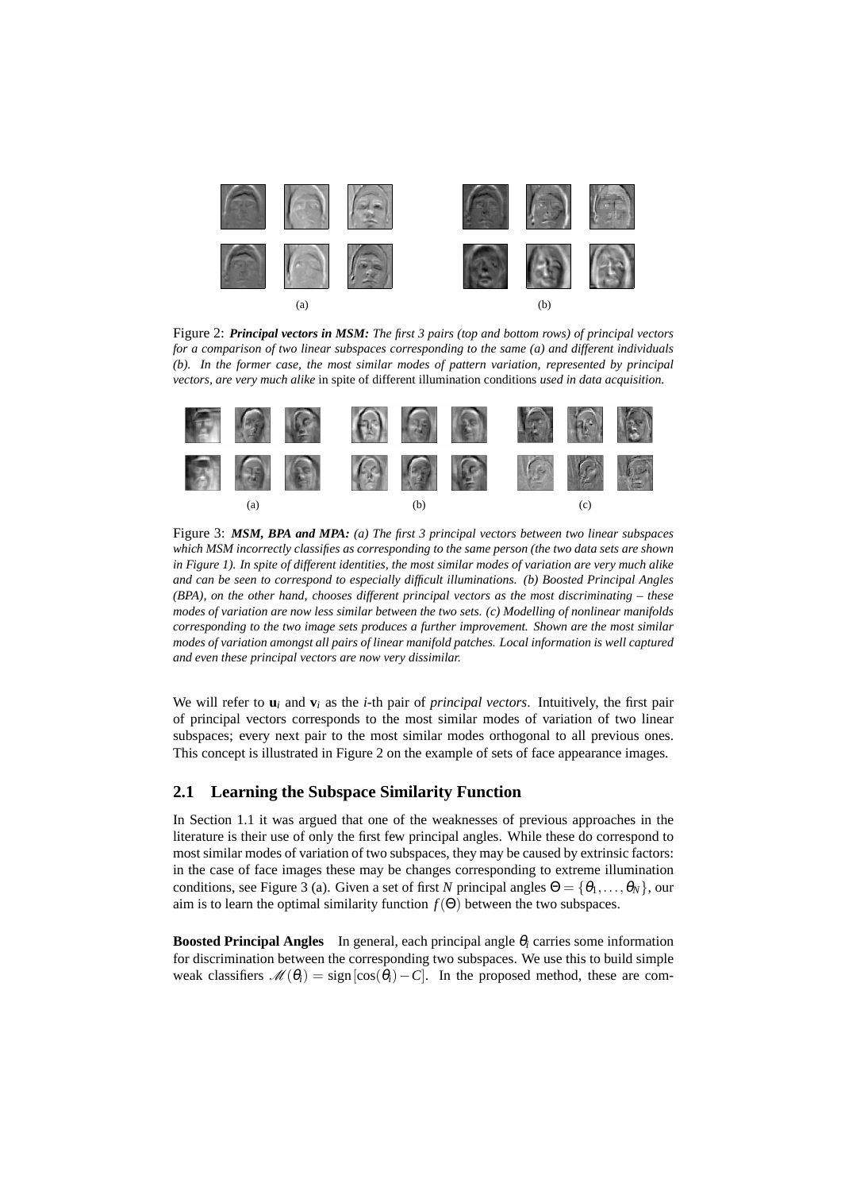(a)

(b)

Figure 2: ***Principal vectors in MSM:*** *The first 3 pairs (top and bottom rows) of principal vectors for a comparison of two linear subspaces corresponding to the same (a) and different individuals (b). In the former case, the most similar modes of pattern variation, represented by principal vectors, are very much alike* in spite of different illumination conditions *used in data acquisition.*

(a) (b) (c)

Figure 3: ***MSM, BPA and MPA:*** *(a) The first 3 principal vectors between two linear subspaces which MSM incorrectly classifies as corresponding to the same person (the two data sets are shown in Figure 1). In spite of different identities, the most similar modes of variation are very much alike and can be seen to correspond to especially difficult illuminations. (b) Boosted Principal Angles (BPA), on the other hand, chooses different principal vectors as the most discriminating – these modes of variation are now less similar between the two sets. (c) Modelling of nonlinear manifolds corresponding to the two image sets produces a further improvement. Shown are the most similar modes of variation amongst all pairs of linear manifold patches. Local information is well captured and even these principal vectors are now very dissimilar.*

We will refer to $\mathbf{u}_i$ and $\mathbf{v}_i$ as the $i$-th pair of *principal vectors*. Intuitively, the first pair of principal vectors corresponds to the most similar modes of variation of two linear subspaces; every next pair to the most similar modes orthogonal to all previous ones. This concept is illustrated in Figure 2 on the example of sets of face appearance images.

## 2.1 Learning the Subspace Similarity Function

In Section 1.1 it was argued that one of the weaknesses of previous approaches in the literature is their use of only the first few principal angles. While these do correspond to most similar modes of variation of two subspaces, they may be caused by extrinsic factors: in the case of face images these may be changes corresponding to extreme illumination conditions, see Figure 3 (a). Given a set of first $N$ principal angles $\Theta = \{\theta_1, \ldots, \theta_N\}$, our aim is to learn the optimal similarity function $f(\Theta)$ between the two subspaces.

**Boosted Principal Angles** In general, each principal angle $\theta_i$ carries some information for discrimination between the corresponding two subspaces. We use this to build simple weak classifiers $\mathscr{M}(\theta_i) = \text{sign}\left[\cos(\theta_i) - C\right]$. In the proposed method, these are com-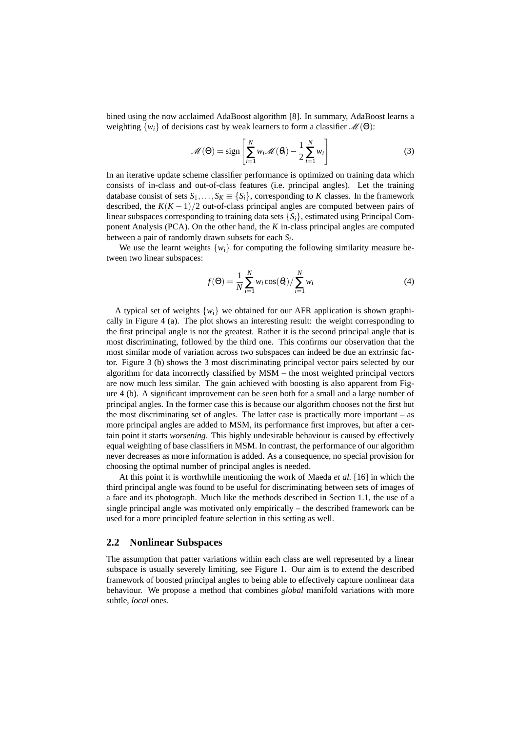bined using the now acclaimed AdaBoost algorithm [8]. In summary, AdaBoost learns a weighting $\{w_i\}$ of decisions cast by weak learners to form a classifier $\mathscr{M}(\Theta)$:

$$\mathscr{M}(\Theta) = \text{sign}\left[\sum_{i=1}^{N} w_i \mathscr{M}(\theta_i) - \frac{1}{2}\sum_{i=1}^{N} w_i\right] \tag{3}$$

In an iterative update scheme classifier performance is optimized on training data which consists of in-class and out-of-class features (i.e. principal angles). Let the training database consist of sets $S_1, \ldots, S_K \equiv \{S_i\}$, corresponding to $K$ classes. In the framework described, the $K(K-1)/2$ out-of-class principal angles are computed between pairs of linear subspaces corresponding to training data sets $\{S_i\}$, estimated using Principal Component Analysis (PCA). On the other hand, the $K$ in-class principal angles are computed between a pair of randomly drawn subsets for each $S_i$.

We use the learnt weights $\{w_i\}$ for computing the following similarity measure between two linear subspaces:

$$f(\Theta) = \frac{1}{N}\sum_{i=1}^{N} w_i \cos(\theta_i) / \sum_{i=1}^{N} w_i \tag{4}$$

A typical set of weights $\{w_i\}$ we obtained for our AFR application is shown graphically in Figure 4 (a). The plot shows an interesting result: the weight corresponding to the first principal angle is not the greatest. Rather it is the second principal angle that is most discriminating, followed by the third one. This confirms our observation that the most similar mode of variation across two subspaces can indeed be due an extrinsic factor. Figure 3 (b) shows the 3 most discriminating principal vector pairs selected by our algorithm for data incorrectly classified by MSM – the most weighted principal vectors are now much less similar. The gain achieved with boosting is also apparent from Figure 4 (b). A significant improvement can be seen both for a small and a large number of principal angles. In the former case this is because our algorithm chooses not the first but the most discriminating set of angles. The latter case is practically more important – as more principal angles are added to MSM, its performance first improves, but after a certain point it starts *worsening*. This highly undesirable behaviour is caused by effectively equal weighting of base classifiers in MSM. In contrast, the performance of our algorithm never decreases as more information is added. As a consequence, no special provision for choosing the optimal number of principal angles is needed.

At this point it is worthwhile mentioning the work of Maeda *et al.* [16] in which the third principal angle was found to be useful for discriminating between sets of images of a face and its photograph. Much like the methods described in Section 1.1, the use of a single principal angle was motivated only empirically – the described framework can be used for a more principled feature selection in this setting as well.

## 2.2 Nonlinear Subspaces

The assumption that patter variations within each class are well represented by a linear subspace is usually severely limiting, see Figure 1. Our aim is to extend the described framework of boosted principal angles to being able to effectively capture nonlinear data behaviour. We propose a method that combines *global* manifold variations with more subtle, *local* ones.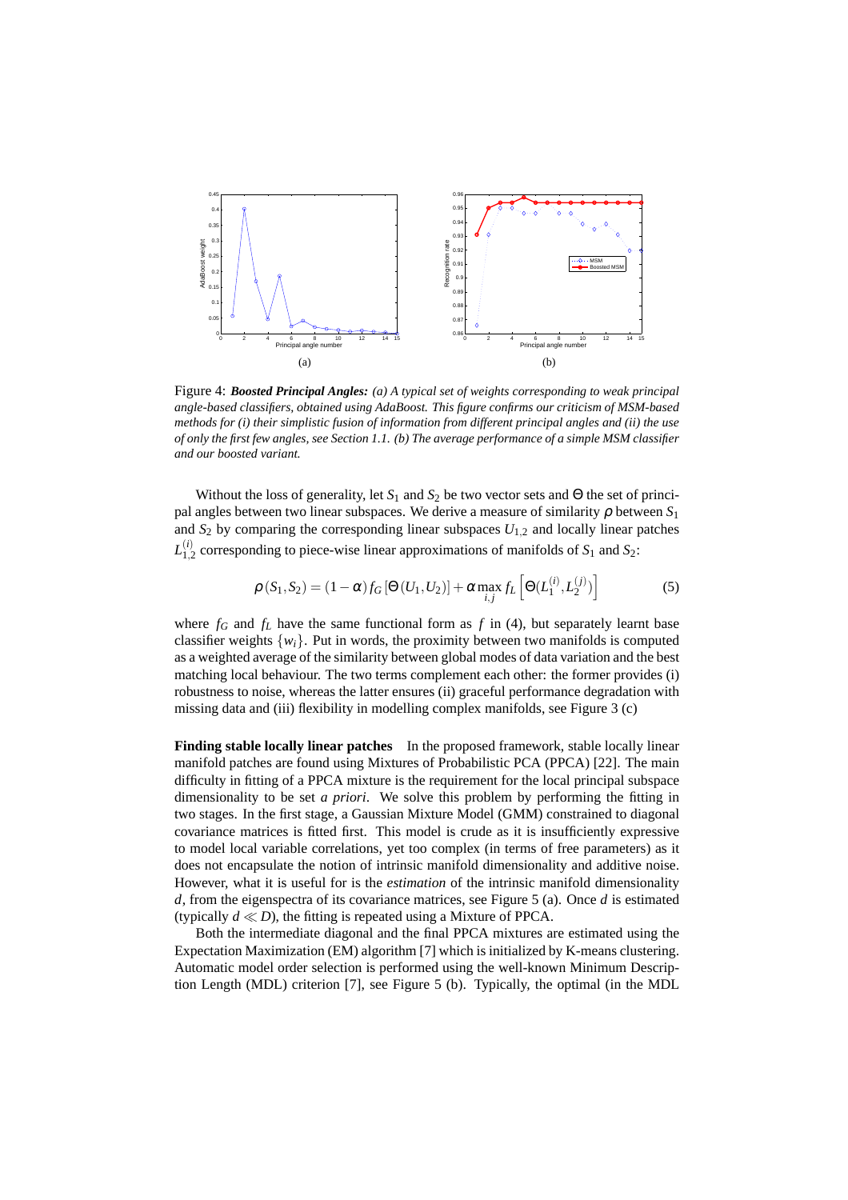Figure 4: ***Boosted Principal Angles:*** *(a) A typical set of weights corresponding to weak principal angle-based classifiers, obtained using AdaBoost. This figure confirms our criticism of MSM-based methods for (i) their simplistic fusion of information from different principal angles and (ii) the use of only the first few angles, see Section 1.1. (b) The average performance of a simple MSM classifier and our boosted variant.*

Without the loss of generality, let $S_1$ and $S_2$ be two vector sets and $\Theta$ the set of principal angles between two linear subspaces. We derive a measure of similarity $\rho$ between $S_1$ and $S_2$ by comparing the corresponding linear subspaces $U_{1,2}$ and locally linear patches $L_{1,2}^{(i)}$ corresponding to piece-wise linear approximations of manifolds of $S_1$ and $S_2$:

$$\rho(S_1, S_2) = (1-\alpha) f_G [\Theta(U_1, U_2)] + \alpha \max_{i,j} f_L \left[ \Theta(L_1^{(i)}, L_2^{(j)}) \right] \tag{5}$$

where $f_G$ and $f_L$ have the same functional form as $f$ in (4), but separately learnt base classifier weights $\{w_i\}$. Put in words, the proximity between two manifolds is computed as a weighted average of the similarity between global modes of data variation and the best matching local behaviour. The two terms complement each other: the former provides (i) robustness to noise, whereas the latter ensures (ii) graceful performance degradation with missing data and (iii) flexibility in modelling complex manifolds, see Figure 3 (c)

**Finding stable locally linear patches** In the proposed framework, stable locally linear manifold patches are found using Mixtures of Probabilistic PCA (PPCA) [22]. The main difficulty in fitting of a PPCA mixture is the requirement for the local principal subspace dimensionality to be set *a priori*. We solve this problem by performing the fitting in two stages. In the first stage, a Gaussian Mixture Model (GMM) constrained to diagonal covariance matrices is fitted first. This model is crude as it is insufficiently expressive to model local variable correlations, yet too complex (in terms of free parameters) as it does not encapsulate the notion of intrinsic manifold dimensionality and additive noise. However, what it is useful for is the *estimation* of the intrinsic manifold dimensionality $d$, from the eigenspectra of its covariance matrices, see Figure 5 (a). Once $d$ is estimated (typically $d \ll D$), the fitting is repeated using a Mixture of PPCA.

Both the intermediate diagonal and the final PPCA mixtures are estimated using the Expectation Maximization (EM) algorithm [7] which is initialized by K-means clustering. Automatic model order selection is performed using the well-known Minimum Description Length (MDL) criterion [7], see Figure 5 (b). Typically, the optimal (in the MDL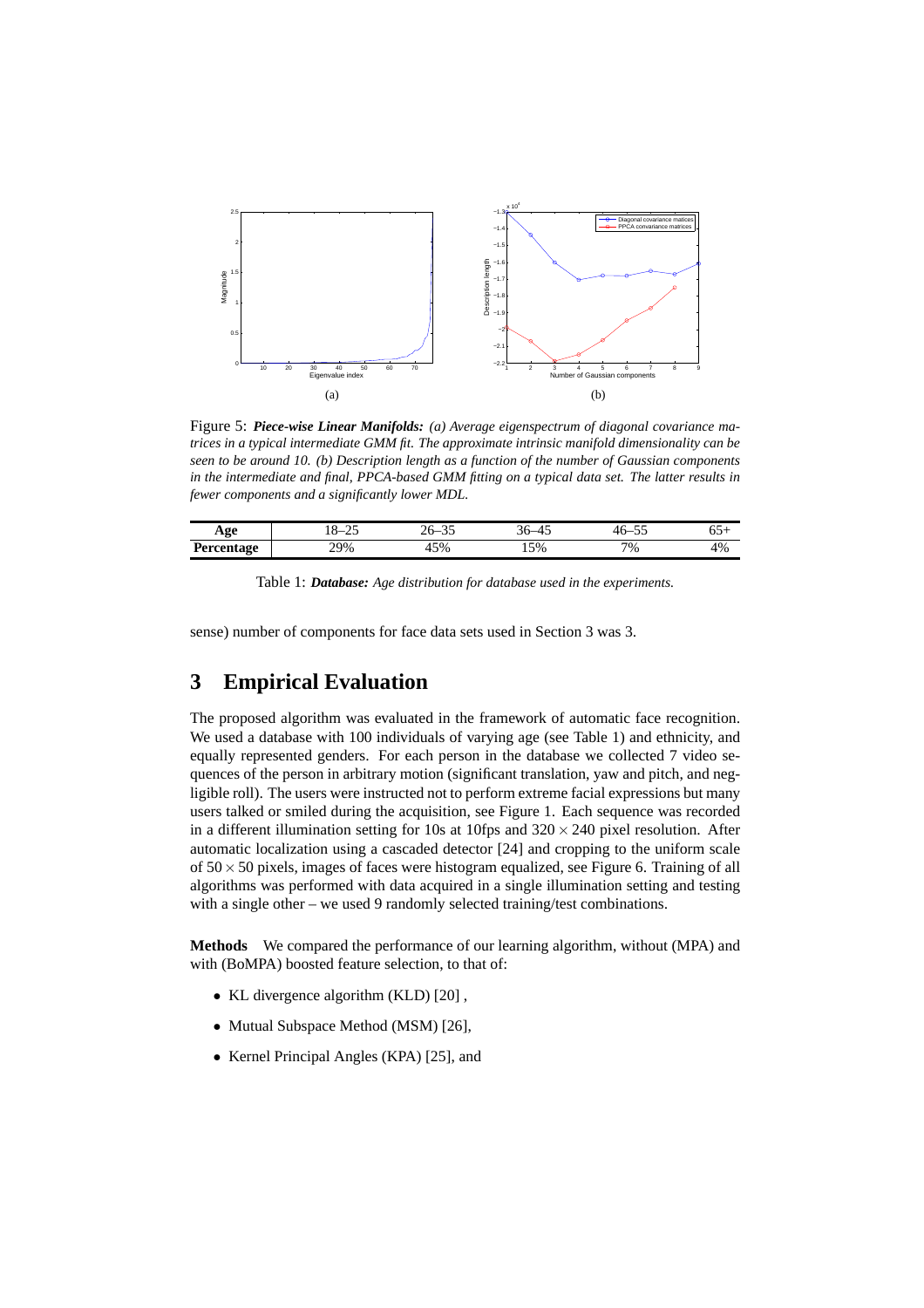Figure 5: ***Piece-wise Linear Manifolds:*** *(a) Average eigenspectrum of diagonal covariance matrices in a typical intermediate GMM fit. The approximate intrinsic manifold dimensionality can be seen to be around 10. (b) Description length as a function of the number of Gaussian components in the intermediate and final, PPCA-based GMM fitting on a typical data set. The latter results in fewer components and a significantly lower MDL.*

| **Age** | 18–25 | 26–35 | 36–45 | 46–55 | 65+ |
|---|---|---|---|---|---|
| **Percentage** | 29% | 45% | 15% | 7% | 4% |

Table 1: ***Database:*** *Age distribution for database used in the experiments.*

sense) number of components for face data sets used in Section 3 was 3.

## 3 Empirical Evaluation

The proposed algorithm was evaluated in the framework of automatic face recognition. We used a database with 100 individuals of varying age (see Table 1) and ethnicity, and equally represented genders. For each person in the database we collected 7 video sequences of the person in arbitrary motion (significant translation, yaw and pitch, and negligible roll). The users were instructed not to perform extreme facial expressions but many users talked or smiled during the acquisition, see Figure 1. Each sequence was recorded in a different illumination setting for 10s at 10fps and $320 \times 240$ pixel resolution. After automatic localization using a cascaded detector [24] and cropping to the uniform scale of $50 \times 50$ pixels, images of faces were histogram equalized, see Figure 6. Training of all algorithms was performed with data acquired in a single illumination setting and testing with a single other – we used 9 randomly selected training/test combinations.

**Methods** We compared the performance of our learning algorithm, without (MPA) and with (BoMPA) boosted feature selection, to that of:

- KL divergence algorithm (KLD) [20] ,
- Mutual Subspace Method (MSM) [26],
- Kernel Principal Angles (KPA) [25], and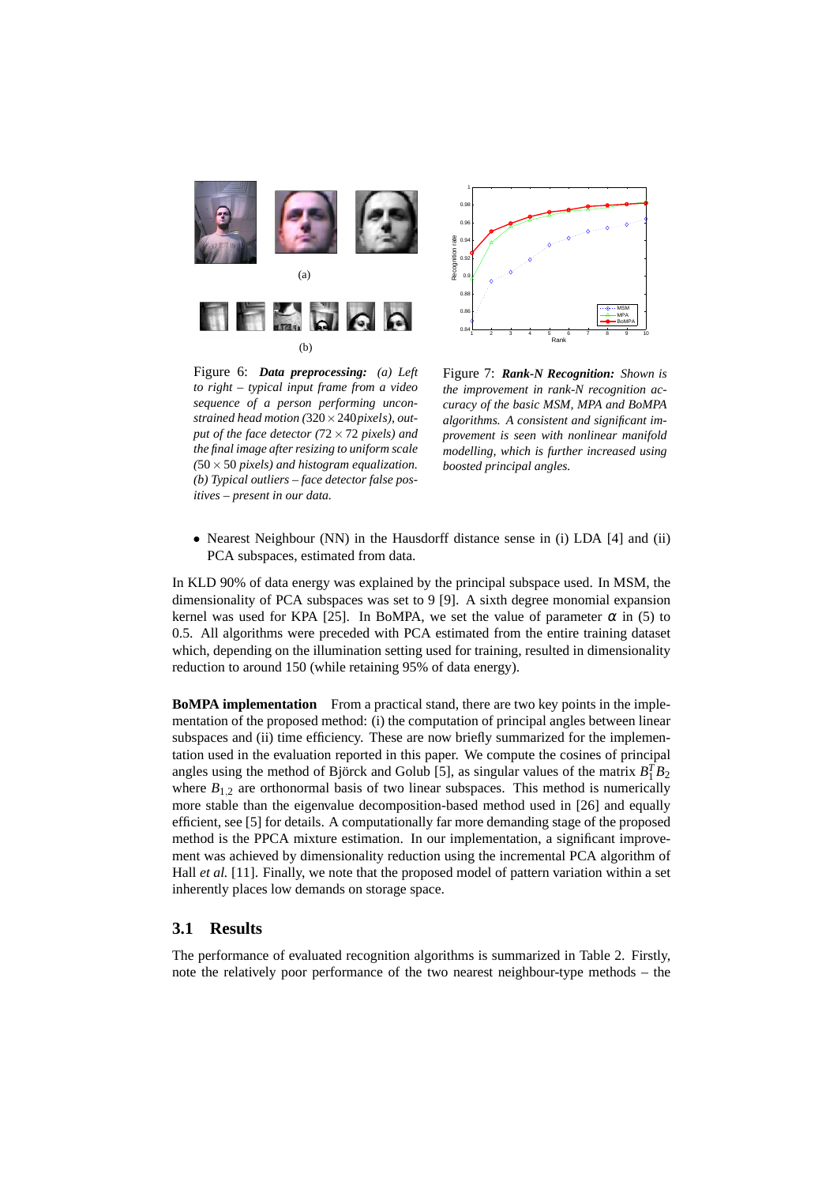Figure 6: ***Data preprocessing:*** *(a) Left to right – typical input frame from a video sequence of a person performing unconstrained head motion ($320 \times 240$ pixels), output of the face detector ($72 \times 72$ pixels) and the final image after resizing to uniform scale ($50 \times 50$ pixels) and histogram equalization. (b) Typical outliers – face detector false positives – present in our data.*

Figure 7: ***Rank-N Recognition:*** *Shown is the improvement in rank-N recognition accuracy of the basic MSM, MPA and BoMPA algorithms. A consistent and significant improvement is seen with nonlinear manifold modelling, which is further increased using boosted principal angles.*

- Nearest Neighbour (NN) in the Hausdorff distance sense in (i) LDA [4] and (ii) PCA subspaces, estimated from data.

In KLD 90% of data energy was explained by the principal subspace used. In MSM, the dimensionality of PCA subspaces was set to 9 [9]. A sixth degree monomial expansion kernel was used for KPA [25]. In BoMPA, we set the value of parameter $\alpha$ in (5) to 0.5. All algorithms were preceded with PCA estimated from the entire training dataset which, depending on the illumination setting used for training, resulted in dimensionality reduction to around 150 (while retaining 95% of data energy).

**BoMPA implementation** From a practical stand, there are two key points in the implementation of the proposed method: (i) the computation of principal angles between linear subspaces and (ii) time efficiency. These are now briefly summarized for the implementation used in the evaluation reported in this paper. We compute the cosines of principal angles using the method of Björck and Golub [5], as singular values of the matrix $B_1^T B_2$ where $B_{1,2}$ are orthonormal basis of two linear subspaces. This method is numerically more stable than the eigenvalue decomposition-based method used in [26] and equally efficient, see [5] for details. A computationally far more demanding stage of the proposed method is the PPCA mixture estimation. In our implementation, a significant improvement was achieved by dimensionality reduction using the incremental PCA algorithm of Hall *et al.* [11]. Finally, we note that the proposed model of pattern variation within a set inherently places low demands on storage space.

### 3.1 Results

The performance of evaluated recognition algorithms is summarized in Table 2. Firstly, note the relatively poor performance of the two nearest neighbour-type methods – the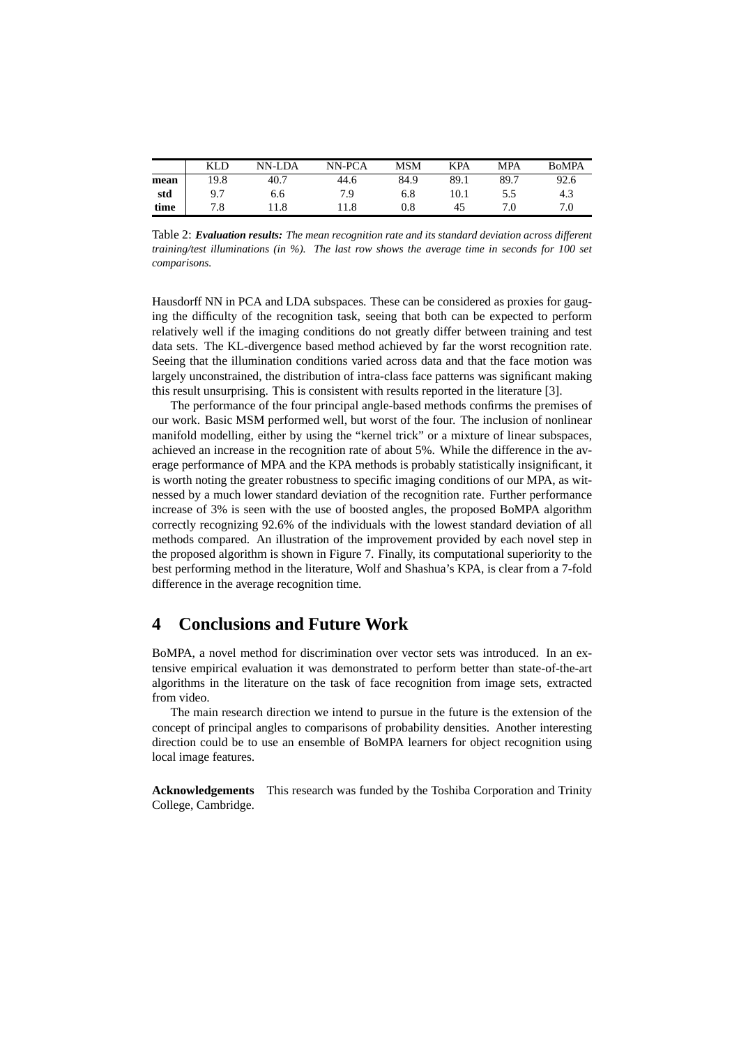|  | KLD | NN-LDA | NN-PCA | MSM | KPA | MPA | BoMPA |
|---|---|---|---|---|---|---|---|
| **mean** | 19.8 | 40.7 | 44.6 | 84.9 | 89.1 | 89.7 | 92.6 |
| **std** | 9.7 | 6.6 | 7.9 | 6.8 | 10.1 | 5.5 | 4.3 |
| **time** | 7.8 | 11.8 | 11.8 | 0.8 | 45 | 7.0 | 7.0 |

Table 2: ***Evaluation results:*** *The mean recognition rate and its standard deviation across different training/test illuminations (in %). The last row shows the average time in seconds for 100 set comparisons.*

Hausdorff NN in PCA and LDA subspaces. These can be considered as proxies for gauging the difficulty of the recognition task, seeing that both can be expected to perform relatively well if the imaging conditions do not greatly differ between training and test data sets. The KL-divergence based method achieved by far the worst recognition rate. Seeing that the illumination conditions varied across data and that the face motion was largely unconstrained, the distribution of intra-class face patterns was significant making this result unsurprising. This is consistent with results reported in the literature [3].

The performance of the four principal angle-based methods confirms the premises of our work. Basic MSM performed well, but worst of the four. The inclusion of nonlinear manifold modelling, either by using the "kernel trick" or a mixture of linear subspaces, achieved an increase in the recognition rate of about 5%. While the difference in the average performance of MPA and the KPA methods is probably statistically insignificant, it is worth noting the greater robustness to specific imaging conditions of our MPA, as witnessed by a much lower standard deviation of the recognition rate. Further performance increase of 3% is seen with the use of boosted angles, the proposed BoMPA algorithm correctly recognizing 92.6% of the individuals with the lowest standard deviation of all methods compared. An illustration of the improvement provided by each novel step in the proposed algorithm is shown in Figure 7. Finally, its computational superiority to the best performing method in the literature, Wolf and Shashua's KPA, is clear from a 7-fold difference in the average recognition time.

## 4 Conclusions and Future Work

BoMPA, a novel method for discrimination over vector sets was introduced. In an extensive empirical evaluation it was demonstrated to perform better than state-of-the-art algorithms in the literature on the task of face recognition from image sets, extracted from video.

The main research direction we intend to pursue in the future is the extension of the concept of principal angles to comparisons of probability densities. Another interesting direction could be to use an ensemble of BoMPA learners for object recognition using local image features.

**Acknowledgements** This research was funded by the Toshiba Corporation and Trinity College, Cambridge.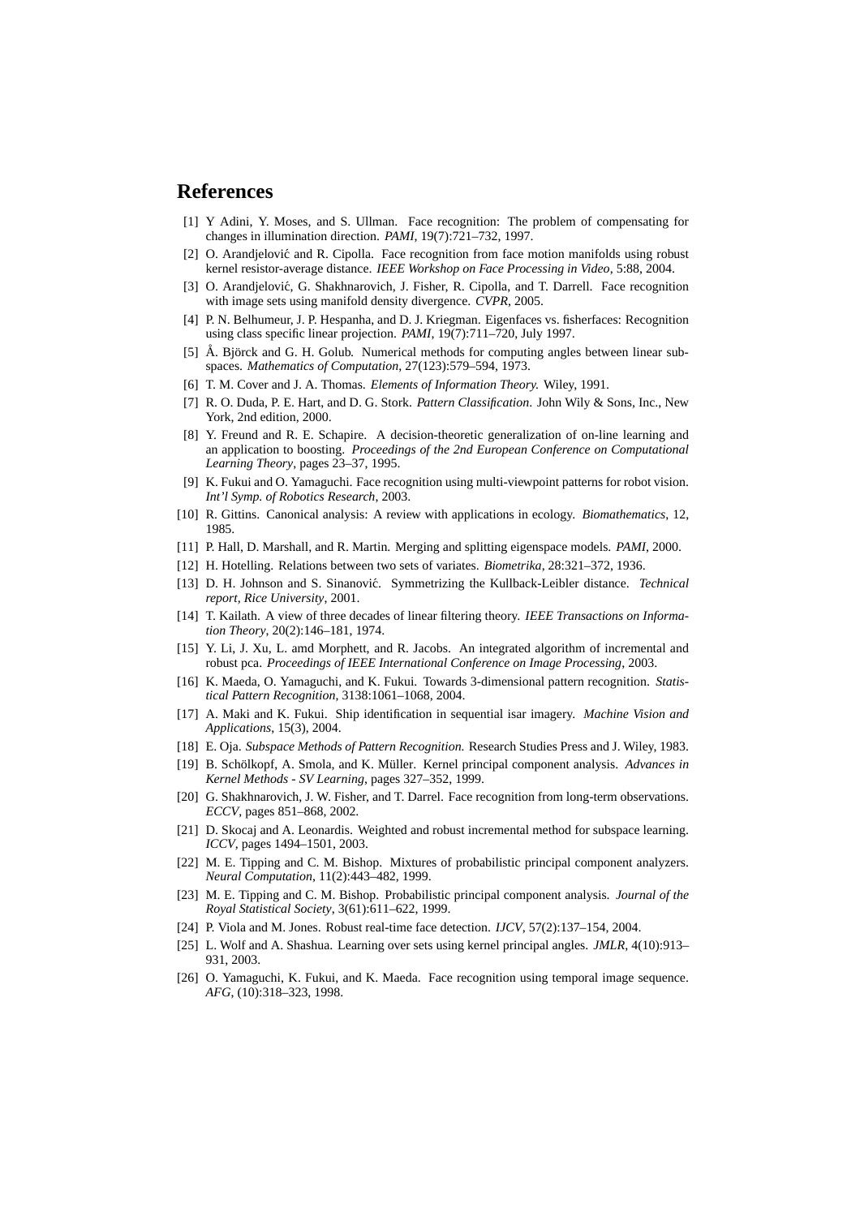# References

[1] Y Adini, Y. Moses, and S. Ullman. Face recognition: The problem of compensating for changes in illumination direction. *PAMI*, 19(7):721–732, 1997.

[2] O. Arandjelović and R. Cipolla. Face recognition from face motion manifolds using robust kernel resistor-average distance. *IEEE Workshop on Face Processing in Video*, 5:88, 2004.

[3] O. Arandjelović, G. Shakhnarovich, J. Fisher, R. Cipolla, and T. Darrell. Face recognition with image sets using manifold density divergence. *CVPR*, 2005.

[4] P. N. Belhumeur, J. P. Hespanha, and D. J. Kriegman. Eigenfaces vs. fisherfaces: Recognition using class specific linear projection. *PAMI*, 19(7):711–720, July 1997.

[5] Å. Björck and G. H. Golub. Numerical methods for computing angles between linear subspaces. *Mathematics of Computation*, 27(123):579–594, 1973.

[6] T. M. Cover and J. A. Thomas. *Elements of Information Theory.* Wiley, 1991.

[7] R. O. Duda, P. E. Hart, and D. G. Stork. *Pattern Classification*. John Wily & Sons, Inc., New York, 2nd edition, 2000.

[8] Y. Freund and R. E. Schapire. A decision-theoretic generalization of on-line learning and an application to boosting. *Proceedings of the 2nd European Conference on Computational Learning Theory*, pages 23–37, 1995.

[9] K. Fukui and O. Yamaguchi. Face recognition using multi-viewpoint patterns for robot vision. *Int'l Symp. of Robotics Research*, 2003.

[10] R. Gittins. Canonical analysis: A review with applications in ecology. *Biomathematics*, 12, 1985.

[11] P. Hall, D. Marshall, and R. Martin. Merging and splitting eigenspace models. *PAMI*, 2000.

[12] H. Hotelling. Relations between two sets of variates. *Biometrika*, 28:321–372, 1936.

[13] D. H. Johnson and S. Sinanović. Symmetrizing the Kullback-Leibler distance. *Technical report, Rice University*, 2001.

[14] T. Kailath. A view of three decades of linear filtering theory. *IEEE Transactions on Information Theory*, 20(2):146–181, 1974.

[15] Y. Li, J. Xu, L. amd Morphett, and R. Jacobs. An integrated algorithm of incremental and robust pca. *Proceedings of IEEE International Conference on Image Processing*, 2003.

[16] K. Maeda, O. Yamaguchi, and K. Fukui. Towards 3-dimensional pattern recognition. *Statistical Pattern Recognition*, 3138:1061–1068, 2004.

[17] A. Maki and K. Fukui. Ship identification in sequential isar imagery. *Machine Vision and Applications*, 15(3), 2004.

[18] E. Oja. *Subspace Methods of Pattern Recognition.* Research Studies Press and J. Wiley, 1983.

[19] B. Schölkopf, A. Smola, and K. Müller. Kernel principal component analysis. *Advances in Kernel Methods - SV Learning*, pages 327–352, 1999.

[20] G. Shakhnarovich, J. W. Fisher, and T. Darrel. Face recognition from long-term observations. *ECCV*, pages 851–868, 2002.

[21] D. Skocaj and A. Leonardis. Weighted and robust incremental method for subspace learning. *ICCV*, pages 1494–1501, 2003.

[22] M. E. Tipping and C. M. Bishop. Mixtures of probabilistic principal component analyzers. *Neural Computation*, 11(2):443–482, 1999.

[23] M. E. Tipping and C. M. Bishop. Probabilistic principal component analysis. *Journal of the Royal Statistical Society*, 3(61):611–622, 1999.

[24] P. Viola and M. Jones. Robust real-time face detection. *IJCV*, 57(2):137–154, 2004.

[25] L. Wolf and A. Shashua. Learning over sets using kernel principal angles. *JMLR*, 4(10):913–931, 2003.

[26] O. Yamaguchi, K. Fukui, and K. Maeda. Face recognition using temporal image sequence. *AFG*, (10):318–323, 1998.